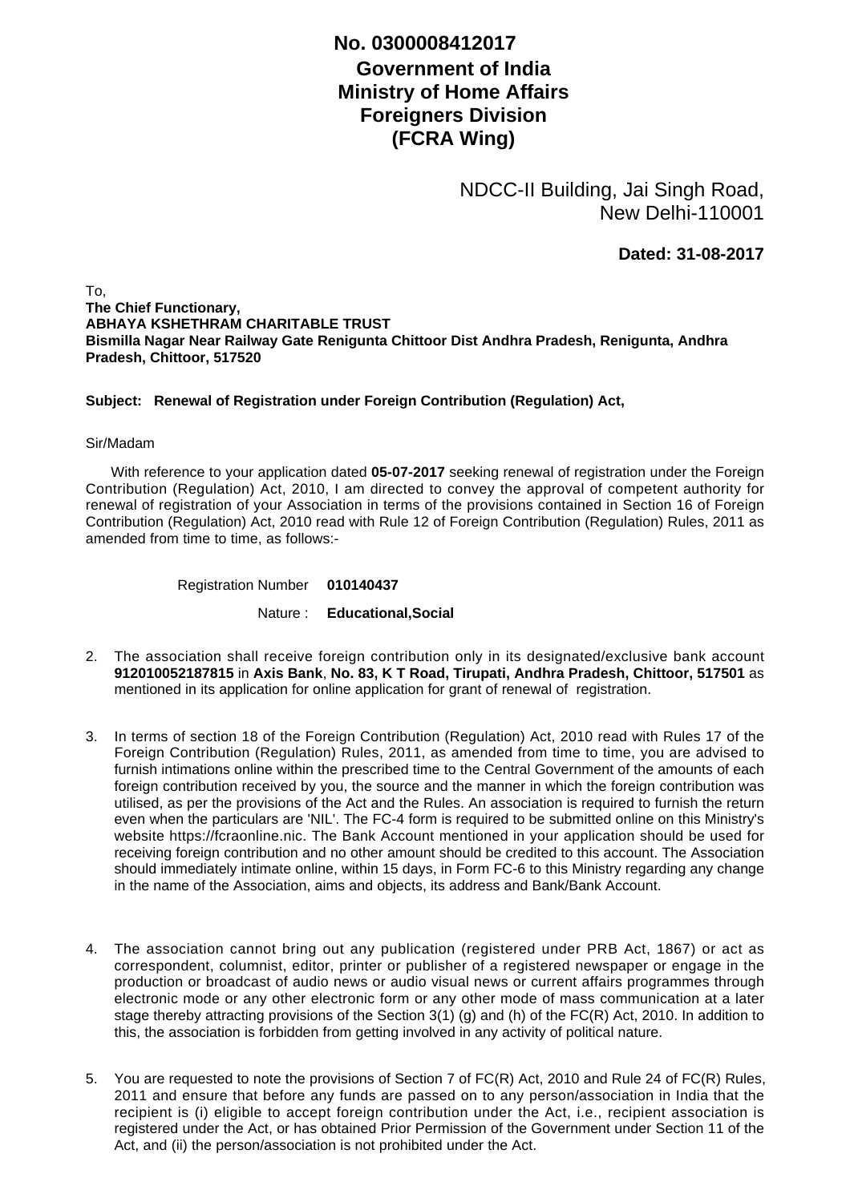**No. 0300008412017**

**Government of India**
**Ministry of Home Affairs**
**Foreigners Division**
**(FCRA Wing)**

NDCC-II Building, Jai Singh Road,
New Delhi-110001

**Dated: 31-08-2017**

To,
**The Chief Functionary,**
**ABHAYA KSHETHRAM CHARITABLE TRUST**
**Bismilla Nagar Near Railway Gate Renigunta Chittoor Dist Andhra Pradesh, Renigunta, Andhra Pradesh, Chittoor, 517520**

**Subject: Renewal of Registration under Foreign Contribution (Regulation) Act,**

Sir/Madam

With reference to your application dated **05-07-2017** seeking renewal of registration under the Foreign Contribution (Regulation) Act, 2010, I am directed to convey the approval of competent authority for renewal of registration of your Association in terms of the provisions contained in Section 16 of Foreign Contribution (Regulation) Act, 2010 read with Rule 12 of Foreign Contribution (Regulation) Rules, 2011 as amended from time to time, as follows:-

Registration Number **010140437**

Nature : **Educational,Social**

2. The association shall receive foreign contribution only in its designated/exclusive bank account **912010052187815** in **Axis Bank**, **No. 83, K T Road, Tirupati, Andhra Pradesh, Chittoor, 517501** as mentioned in its application for online application for grant of renewal of registration.

3. In terms of section 18 of the Foreign Contribution (Regulation) Act, 2010 read with Rules 17 of the Foreign Contribution (Regulation) Rules, 2011, as amended from time to time, you are advised to furnish intimations online within the prescribed time to the Central Government of the amounts of each foreign contribution received by you, the source and the manner in which the foreign contribution was utilised, as per the provisions of the Act and the Rules. An association is required to furnish the return even when the particulars are 'NIL'. The FC-4 form is required to be submitted online on this Ministry's website https://fcraonline.nic. The Bank Account mentioned in your application should be used for receiving foreign contribution and no other amount should be credited to this account. The Association should immediately intimate online, within 15 days, in Form FC-6 to this Ministry regarding any change in the name of the Association, aims and objects, its address and Bank/Bank Account.

4. The association cannot bring out any publication (registered under PRB Act, 1867) or act as correspondent, columnist, editor, printer or publisher of a registered newspaper or engage in the production or broadcast of audio news or audio visual news or current affairs programmes through electronic mode or any other electronic form or any other mode of mass communication at a later stage thereby attracting provisions of the Section 3(1) (g) and (h) of the FC(R) Act, 2010. In addition to this, the association is forbidden from getting involved in any activity of political nature.

5. You are requested to note the provisions of Section 7 of FC(R) Act, 2010 and Rule 24 of FC(R) Rules, 2011 and ensure that before any funds are passed on to any person/association in India that the recipient is (i) eligible to accept foreign contribution under the Act, i.e., recipient association is registered under the Act, or has obtained Prior Permission of the Government under Section 11 of the Act, and (ii) the person/association is not prohibited under the Act.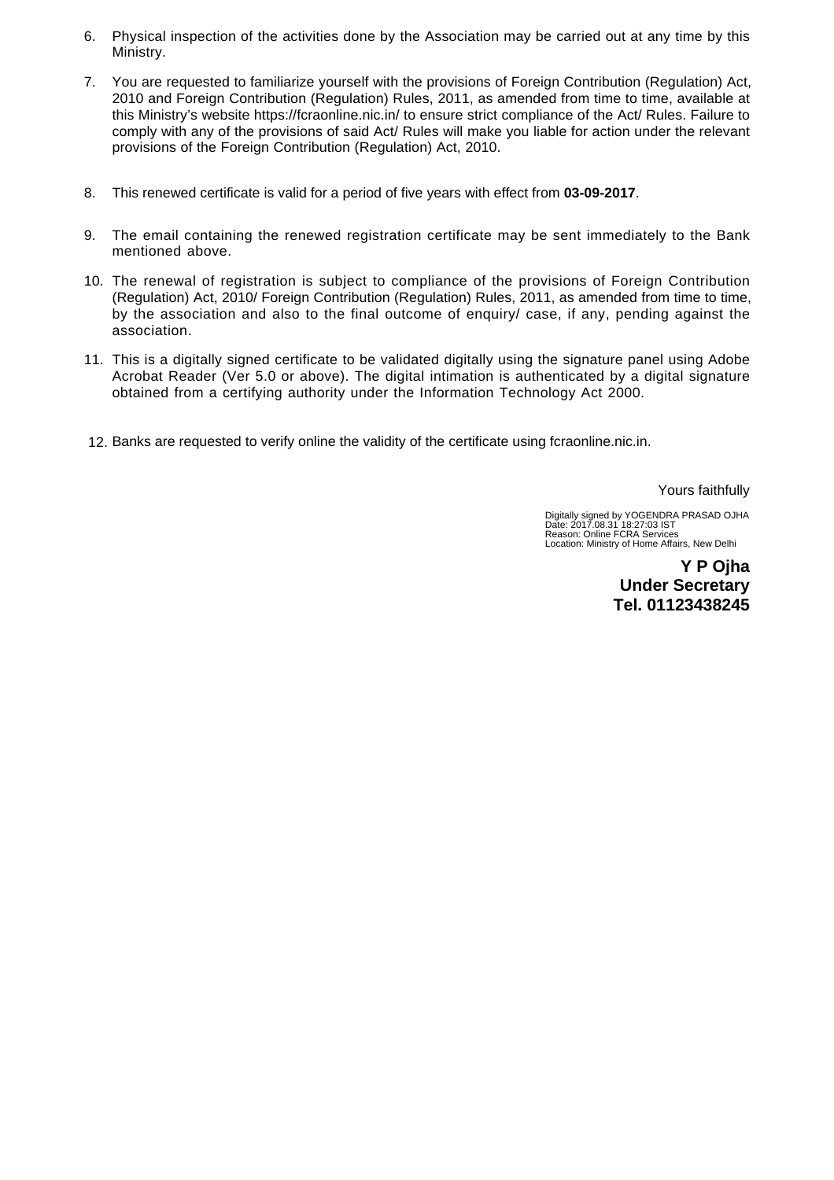6. Physical inspection of the activities done by the Association may be carried out at any time by this Ministry.

7. You are requested to familiarize yourself with the provisions of Foreign Contribution (Regulation) Act, 2010 and Foreign Contribution (Regulation) Rules, 2011, as amended from time to time, available at this Ministry's website https://fcraonline.nic.in/ to ensure strict compliance of the Act/ Rules. Failure to comply with any of the provisions of said Act/ Rules will make you liable for action under the relevant provisions of the Foreign Contribution (Regulation) Act, 2010.

8. This renewed certificate is valid for a period of five years with effect from **03-09-2017**.

9. The email containing the renewed registration certificate may be sent immediately to the Bank mentioned above.

10. The renewal of registration is subject to compliance of the provisions of Foreign Contribution (Regulation) Act, 2010/ Foreign Contribution (Regulation) Rules, 2011, as amended from time to time, by the association and also to the final outcome of enquiry/ case, if any, pending against the association.

11. This is a digitally signed certificate to be validated digitally using the signature panel using Adobe Acrobat Reader (Ver 5.0 or above). The digital intimation is authenticated by a digital signature obtained from a certifying authority under the Information Technology Act 2000.

12. Banks are requested to verify online the validity of the certificate using fcraonline.nic.in.

Yours faithfully

Digitally signed by YOGENDRA PRASAD OJHA
Date: 2017.08.31 18:27:03 IST
Reason: Online FCRA Services
Location: Ministry of Home Affairs, New Delhi

**Y P Ojha**
**Under Secretary**
**Tel. 01123438245**